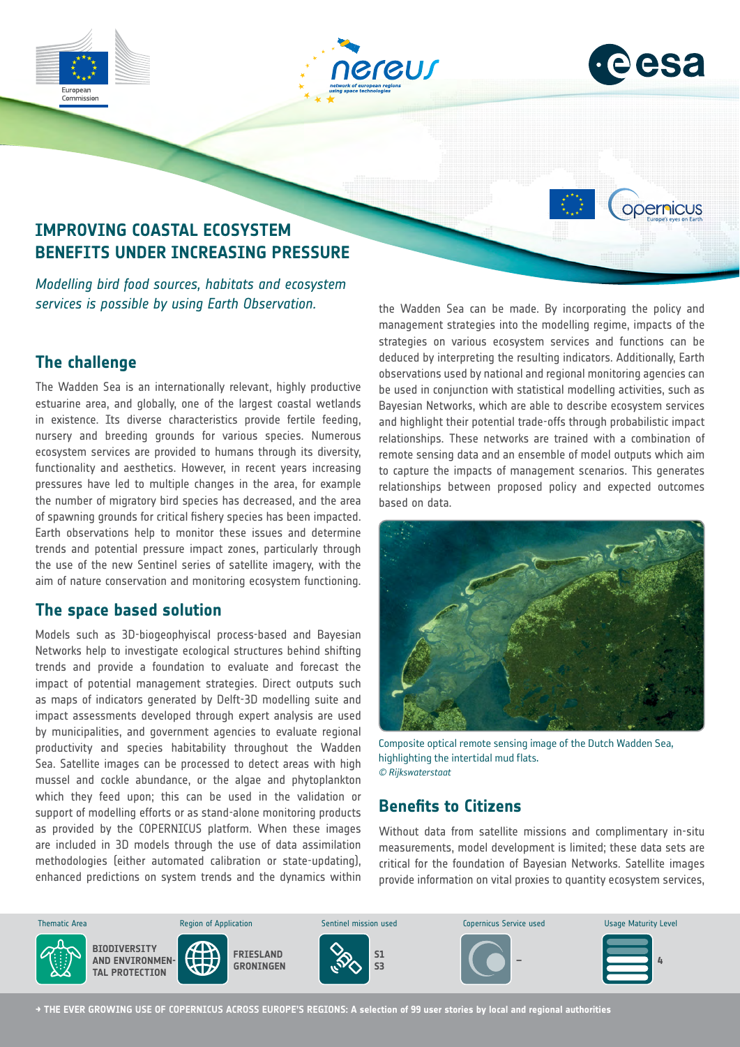# IMPROVING COASTAL ECOSYSTEM BENEFITS UNDER INCREASING PRESSURE

*Modelling bird food sources, habitats and ecosystem services is possible by using Earth Observation.*

## The challenge

The Wadden Sea is an internationally relevant, highly productive estuarine area, and globally, one of the largest coastal wetlands in existence. Its diverse characteristics provide fertile feeding, nursery and breeding grounds for various species. Numerous ecosystem services are provided to humans through its diversity, functionality and aesthetics. However, in recent years increasing pressures have led to multiple changes in the area, for example the number of migratory bird species has decreased, and the area of spawning grounds for critical fishery species has been impacted. Earth observations help to monitor these issues and determine trends and potential pressure impact zones, particularly through the use of the new Sentinel series of satellite imagery, with the aim of nature conservation and monitoring ecosystem functioning.

## The space based solution

Models such as 3D-biogeophyiscal process-based and Bayesian Networks help to investigate ecological structures behind shifting trends and provide a foundation to evaluate and forecast the impact of potential management strategies. Direct outputs such as maps of indicators generated by Delft-3D modelling suite and impact assessments developed through expert analysis are used by municipalities, and government agencies to evaluate regional productivity and species habitability throughout the Wadden Sea. Satellite images can be processed to detect areas with high mussel and cockle abundance, or the algae and phytoplankton which they feed upon; this can be used in the validation or support of modelling efforts or as stand-alone monitoring products as provided by the COPERNICUS platform. When these images are included in 3D models through the use of data assimilation methodologies (either automated calibration or state-updating), enhanced predictions on system trends and the dynamics within the Wadden Sea can be made. By incorporating the policy and management strategies into the modelling regime, impacts of the strategies on various ecosystem services and functions can be deduced by interpreting the resulting indicators. Additionally, Earth observations used by national and regional monitoring agencies can be used in conjunction with statistical modelling activities, such as Bayesian Networks, which are able to describe ecosystem services and highlight their potential trade-offs through probabilistic impact relationships. These networks are trained with a combination of remote sensing data and an ensemble of model outputs which aim to capture the impacts of management scenarios. This generates relationships between proposed policy and expected outcomes based on data.

Composite optical remote sensing image of the Dutch Wadden Sea, highlighting the intertidal mud flats.
*© Rijkswaterstaat*

## Benefits to Citizens

Without data from satellite missions and complimentary in-situ measurements, model development is limited; these data sets are critical for the foundation of Bayesian Networks. Satellite images provide information on vital proxies to quantity ecosystem services,

| Thematic Area | Region of Application | Sentinel mission used | Copernicus Service used | Usage Maturity Level |
|---|---|---|---|---|
| BIODIVERSITY AND ENVIRONMENTAL PROTECTION | FRIESLAND GRONINGEN | S1 S3 | – | 4 |

→ THE EVER GROWING USE OF COPERNICUS ACROSS EUROPE'S REGIONS: A selection of 99 user stories by local and regional authorities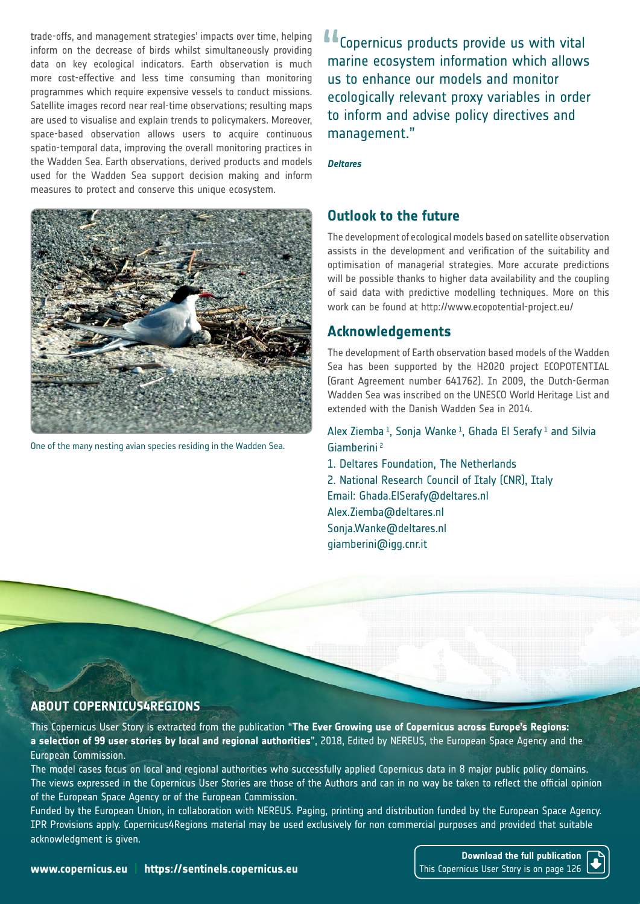trade-offs, and management strategies' impacts over time, helping inform on the decrease of birds whilst simultaneously providing data on key ecological indicators. Earth observation is much more cost-effective and less time consuming than monitoring programmes which require expensive vessels to conduct missions. Satellite images record near real-time observations; resulting maps are used to visualise and explain trends to policymakers. Moreover, space-based observation allows users to acquire continuous spatio-temporal data, improving the overall monitoring practices in the Wadden Sea. Earth observations, derived products and models used for the Wadden Sea support decision making and inform measures to protect and conserve this unique ecosystem.

One of the many nesting avian species residing in the Wadden Sea.

> "Copernicus products provide us with vital marine ecosystem information which allows us to enhance our models and monitor ecologically relevant proxy variables in order to inform and advise policy directives and management."
>
> ***Deltares***

## Outlook to the future

The development of ecological models based on satellite observation assists in the development and verification of the suitability and optimisation of managerial strategies. More accurate predictions will be possible thanks to higher data availability and the coupling of said data with predictive modelling techniques. More on this work can be found at http://www.ecopotential-project.eu/

## Acknowledgements

The development of Earth observation based models of the Wadden Sea has been supported by the H2020 project ECOPOTENTIAL (Grant Agreement number 641762). In 2009, the Dutch-German Wadden Sea was inscribed on the UNESCO World Heritage List and extended with the Danish Wadden Sea in 2014.

Alex Ziemba [1], Sonja Wanke [1], Ghada El Serafy [1] and Silvia Giamberini [2]

1. Deltares Foundation, The Netherlands
2. National Research Council of Italy (CNR), Italy

Email: Ghada.ElSerafy@deltares.nl
Alex.Ziemba@deltares.nl
Sonja.Wanke@deltares.nl
giamberini@igg.cnr.it

## ABOUT COPERNICUS4REGIONS

This Copernicus User Story is extracted from the publication "**The Ever Growing use of Copernicus across Europe's Regions: a selection of 99 user stories by local and regional authorities**", 2018, Edited by NEREUS, the European Space Agency and the European Commission.

The model cases focus on local and regional authorities who successfully applied Copernicus data in 8 major public policy domains. The views expressed in the Copernicus User Stories are those of the Authors and can in no way be taken to reflect the official opinion of the European Space Agency or of the European Commission.

Funded by the European Union, in collaboration with NEREUS. Paging, printing and distribution funded by the European Space Agency. IPR Provisions apply. Copernicus4Regions material may be used exclusively for non commercial purposes and provided that suitable acknowledgment is given.

**www.copernicus.eu** | **https://sentinels.copernicus.eu**

**Download the full publication**
This Copernicus User Story is on page 126